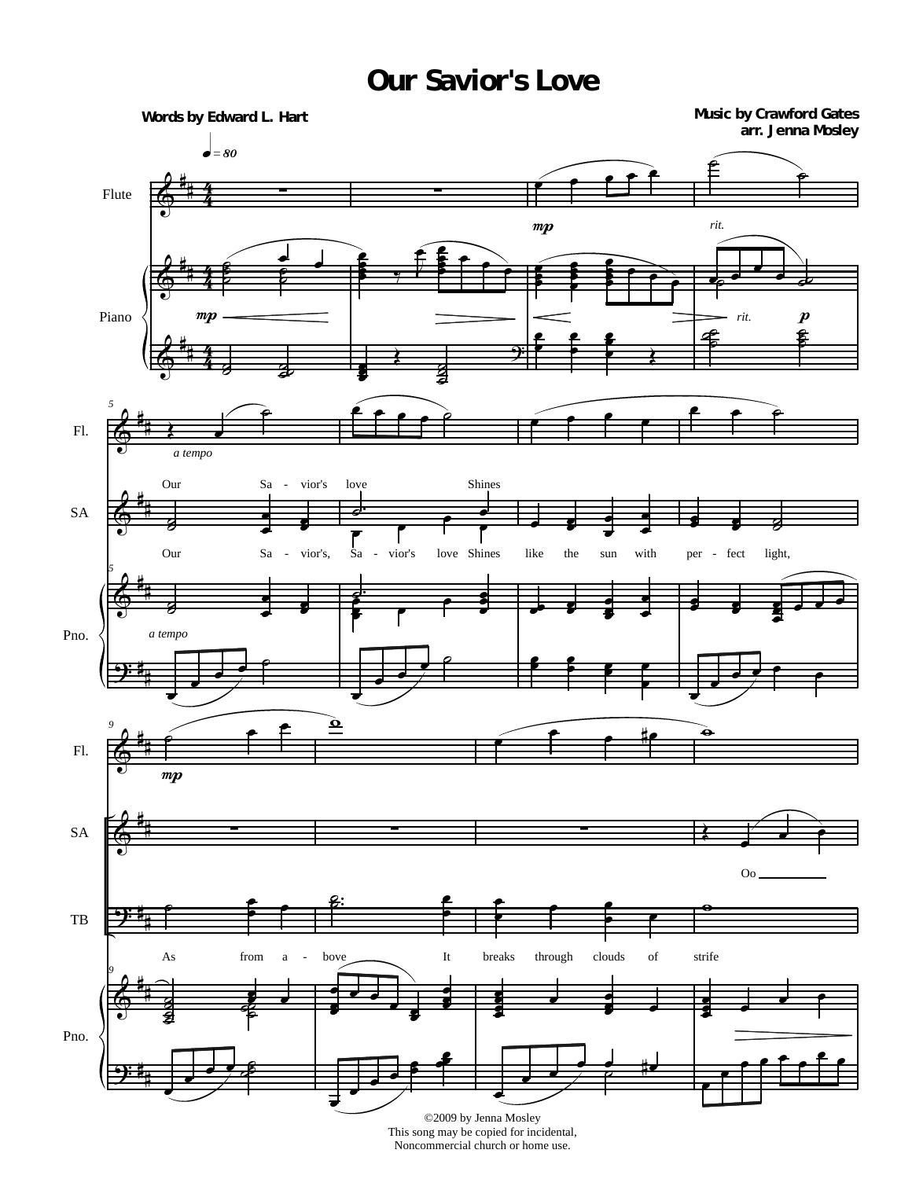# Our Savior's Love

**Words by Edward L. Hart**

**Music by Crawford Gates**
**arr. Jenna Mosley**

Our Savior's love Shines

Our Sa - vior's, Sa - vior's love Shines like the sun with per - fect light,

Oo

As from a - bove It breaks through clouds of strife

©2009 by Jenna Mosley
This song may be copied for incidental,
Noncommercial church or home use.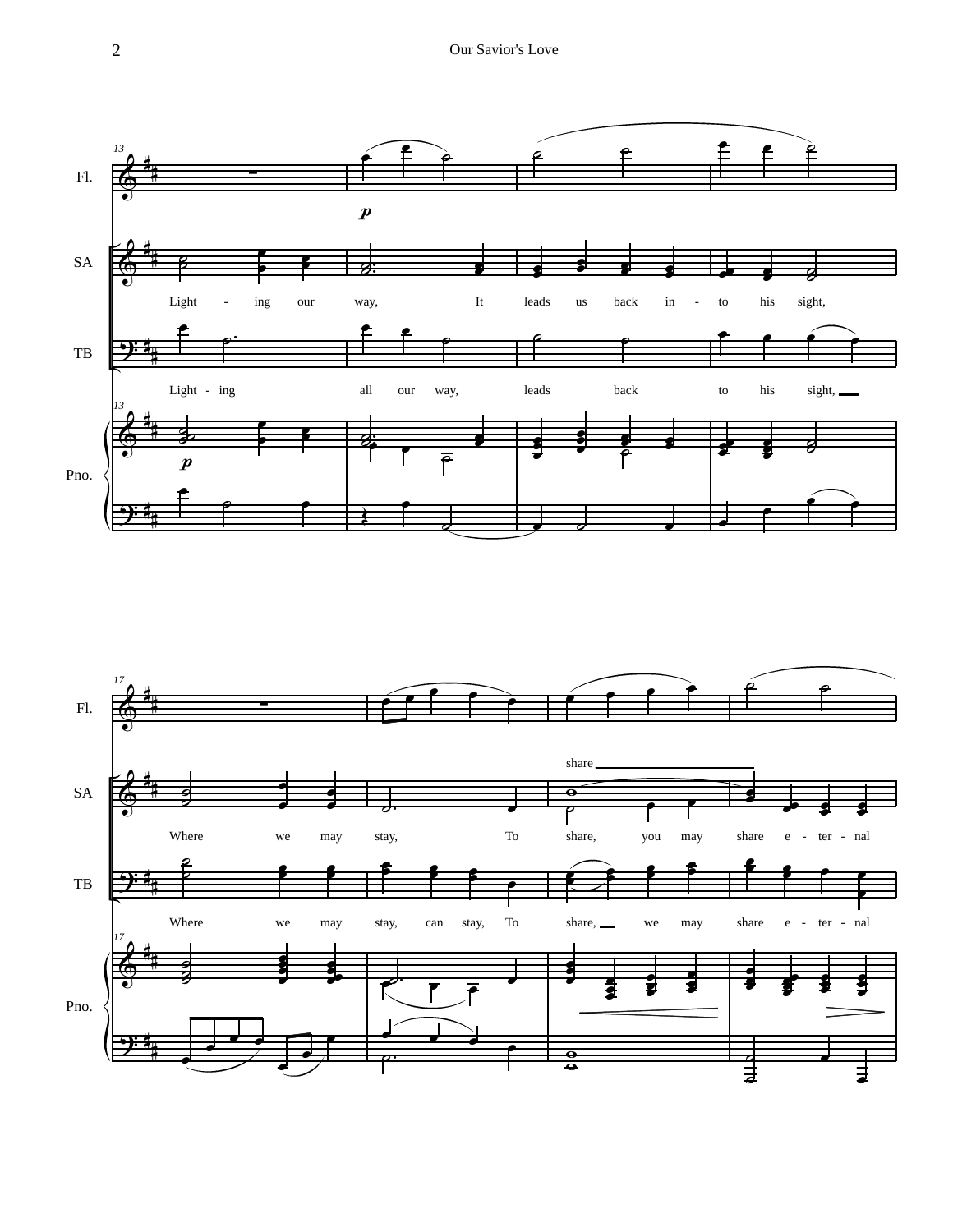Fl.

SA

Light - ing our way, It leads us back in - to his sight,

TB

Light - ing all our way, leads back to his sight,

Pno.

Fl.

SA

share

Where we may stay, To share, you may share e - ter - nal

TB

Where we may stay, can stay, To share, we may share e - ter - nal

Pno.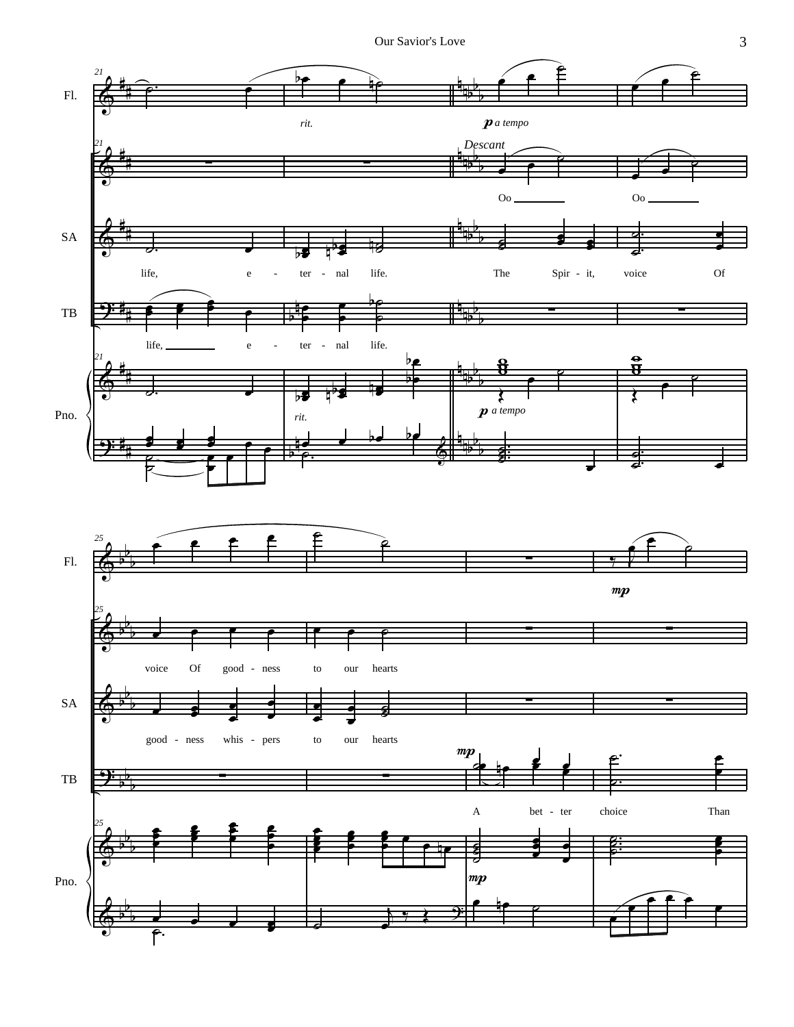Fl.

rit.

*p a tempo*

Descant

Oo Oo

SA

life, e - ter - nal life. The Spir - it, voice Of

TB

life, e - ter - nal life.

Pno.

rit.

*p a tempo*

Fl.

*mp*

voice Of good - ness to our hearts

SA

good - ness whis - pers to our hearts

TB

*mp*

A bet - ter choice Than

Pno.

*mp*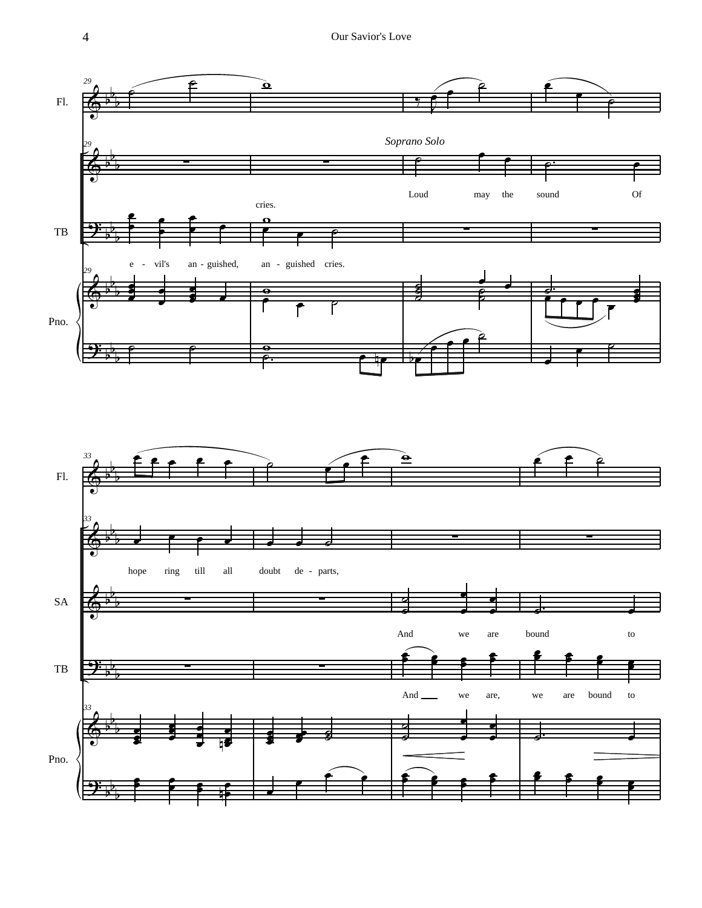Fl.

*Soprano Solo*

Loud may the sound Of

cries.

TB

e - vil's an - guished, an - guished cries.

Pno.

Fl.

hope ring till all doubt de - parts,

SA

And we are bound to

TB

And ___ we are, we are bound to

Pno.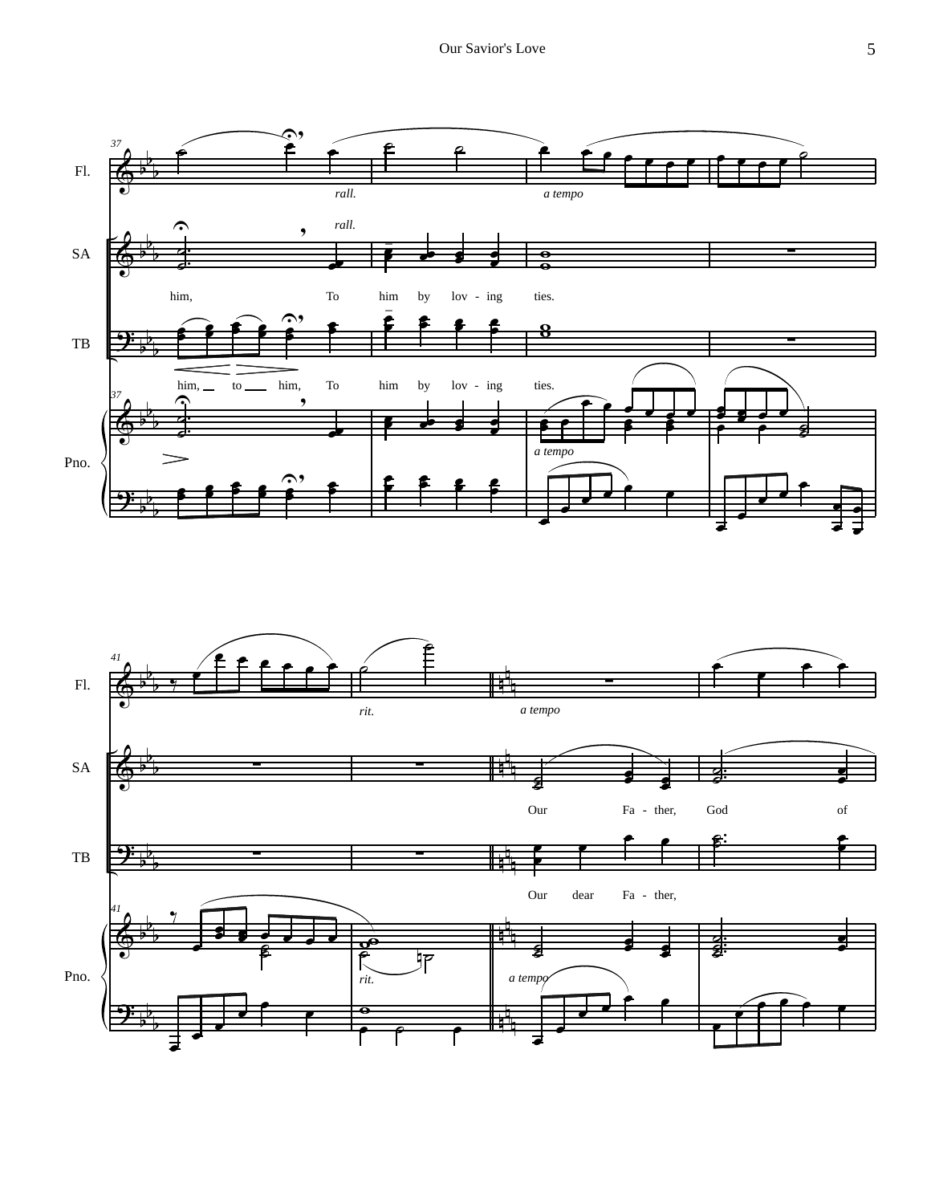37

Fl.

*rall.* *a tempo*

SA

*rall.*

him, To him by lov - ing ties.

TB

him, to him, To him by lov - ing ties.

Pno.

*a tempo*

41

Fl.

*rit.* *a tempo*

SA

Our Fa - ther, God of

TB

Our dear Fa - ther,

Pno.

*rit.* *a tempo*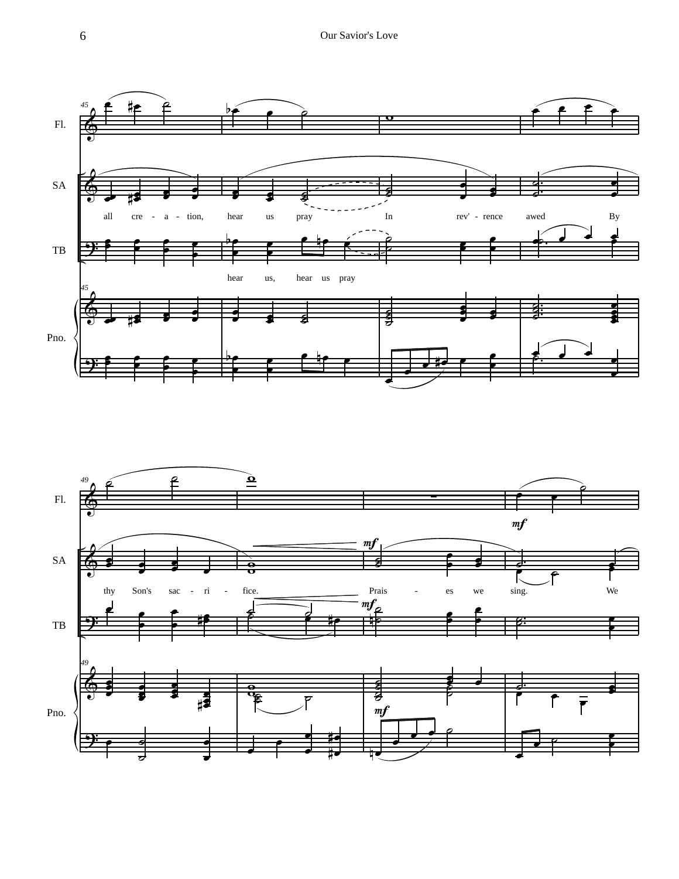45

Fl.

SA: all cre - a - tion, hear us pray In rev' - rence awed By

TB: hear us, hear us pray

Pno.

49

Fl. *mf*

SA: thy Son's sac - ri - fice. *mf* Prais - es we sing. We

TB: *mf*

Pno. *mf*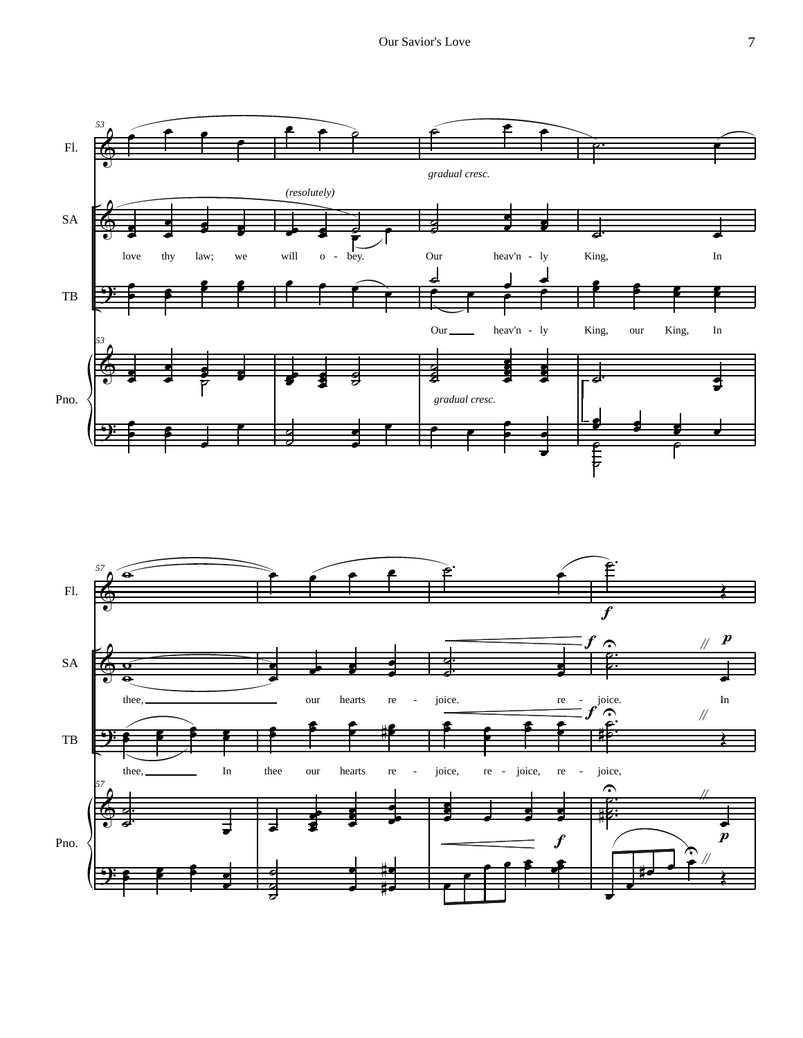Fl.

SA

*(resolutely)*

love thy law; we will o - bey. Our heav'n - ly King, In

TB

Our ___ heav'n - ly King, our King, In

Pno.

*gradual cresc.*

Fl.

SA

thee, ___ our hearts re - joice. re - joice. In

TB

thee, ___ In thee our hearts re - joice, re - joice, re - joice,

Pno.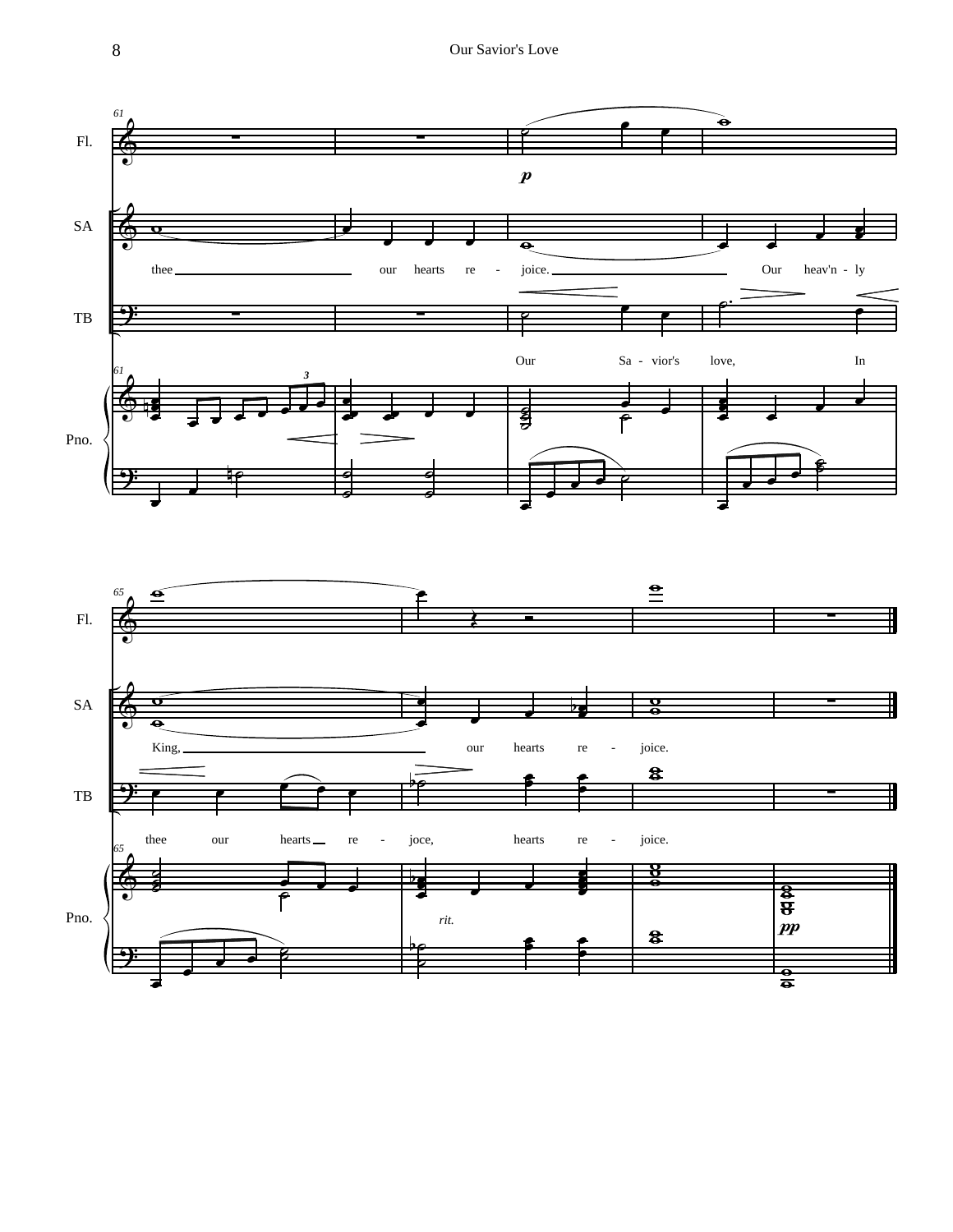Fl.

SA

thee our hearts re - joice. Our heav'n - ly

TB

Our Sa - vior's love, In

Pno.

Fl.

SA

King, our hearts re - joice.

TB

thee our hearts re - joice, hearts re - joice.

Pno.

*rit.*

*pp*